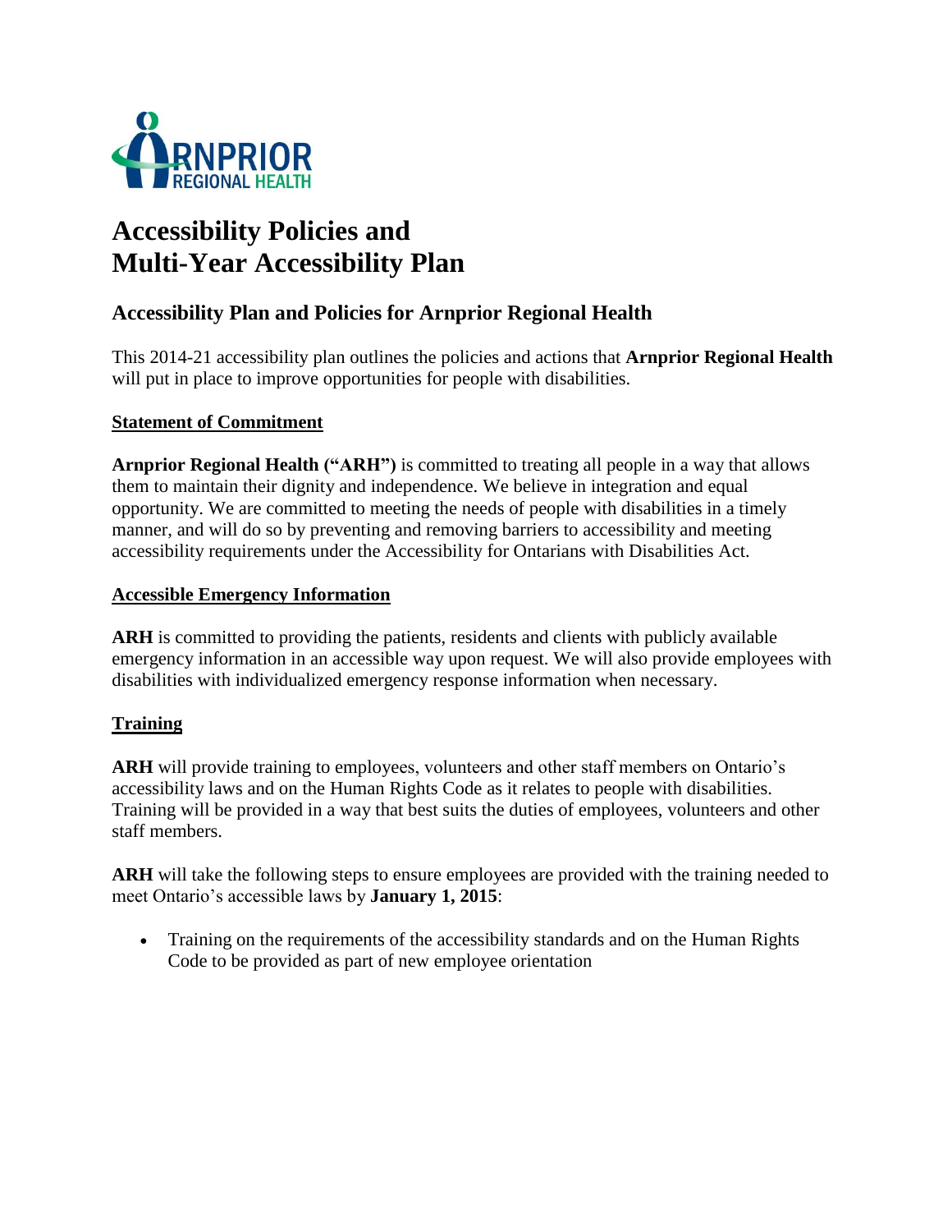# Accessibility Policies and Multi-Year Accessibility Plan

## Accessibility Plan and Policies for Arnprior Regional Health

This 2014-21 accessibility plan outlines the policies and actions that **Arnprior Regional Health** will put in place to improve opportunities for people with disabilities.

### Statement of Commitment

**Arnprior Regional Health ("ARH")** is committed to treating all people in a way that allows them to maintain their dignity and independence. We believe in integration and equal opportunity. We are committed to meeting the needs of people with disabilities in a timely manner, and will do so by preventing and removing barriers to accessibility and meeting accessibility requirements under the Accessibility for Ontarians with Disabilities Act.

### Accessible Emergency Information

**ARH** is committed to providing the patients, residents and clients with publicly available emergency information in an accessible way upon request. We will also provide employees with disabilities with individualized emergency response information when necessary.

### Training

**ARH** will provide training to employees, volunteers and other staff members on Ontario's accessibility laws and on the Human Rights Code as it relates to people with disabilities. Training will be provided in a way that best suits the duties of employees, volunteers and other staff members.

**ARH** will take the following steps to ensure employees are provided with the training needed to meet Ontario's accessible laws by **January 1, 2015**:

- Training on the requirements of the accessibility standards and on the Human Rights Code to be provided as part of new employee orientation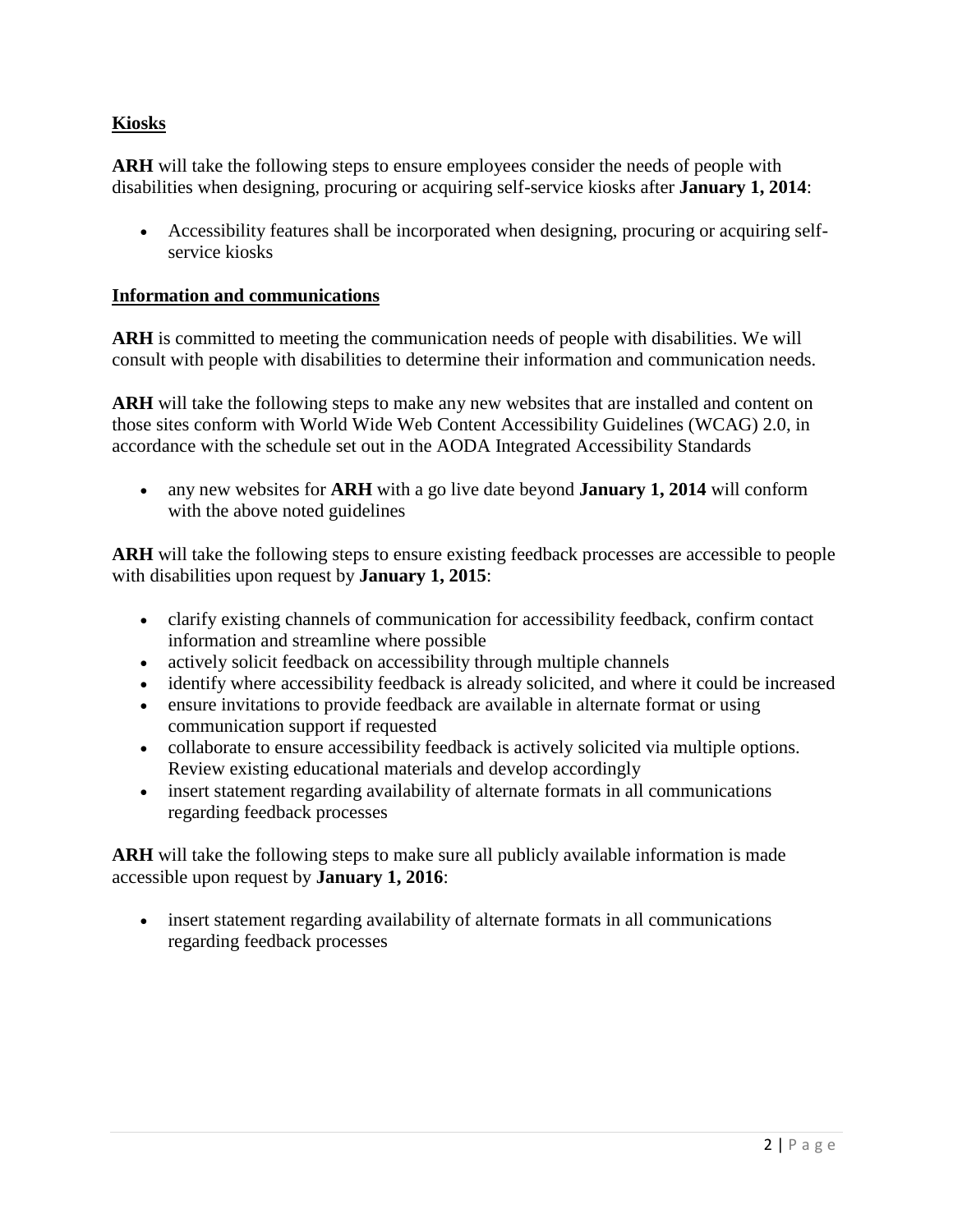## Kiosks

**ARH** will take the following steps to ensure employees consider the needs of people with disabilities when designing, procuring or acquiring self-service kiosks after **January 1, 2014**:

- Accessibility features shall be incorporated when designing, procuring or acquiring self-service kiosks

## Information and communications

**ARH** is committed to meeting the communication needs of people with disabilities. We will consult with people with disabilities to determine their information and communication needs.

**ARH** will take the following steps to make any new websites that are installed and content on those sites conform with World Wide Web Content Accessibility Guidelines (WCAG) 2.0, in accordance with the schedule set out in the AODA Integrated Accessibility Standards

- any new websites for **ARH** with a go live date beyond **January 1, 2014** will conform with the above noted guidelines

**ARH** will take the following steps to ensure existing feedback processes are accessible to people with disabilities upon request by **January 1, 2015**:

- clarify existing channels of communication for accessibility feedback, confirm contact information and streamline where possible
- actively solicit feedback on accessibility through multiple channels
- identify where accessibility feedback is already solicited, and where it could be increased
- ensure invitations to provide feedback are available in alternate format or using communication support if requested
- collaborate to ensure accessibility feedback is actively solicited via multiple options. Review existing educational materials and develop accordingly
- insert statement regarding availability of alternate formats in all communications regarding feedback processes

**ARH** will take the following steps to make sure all publicly available information is made accessible upon request by **January 1, 2016**:

- insert statement regarding availability of alternate formats in all communications regarding feedback processes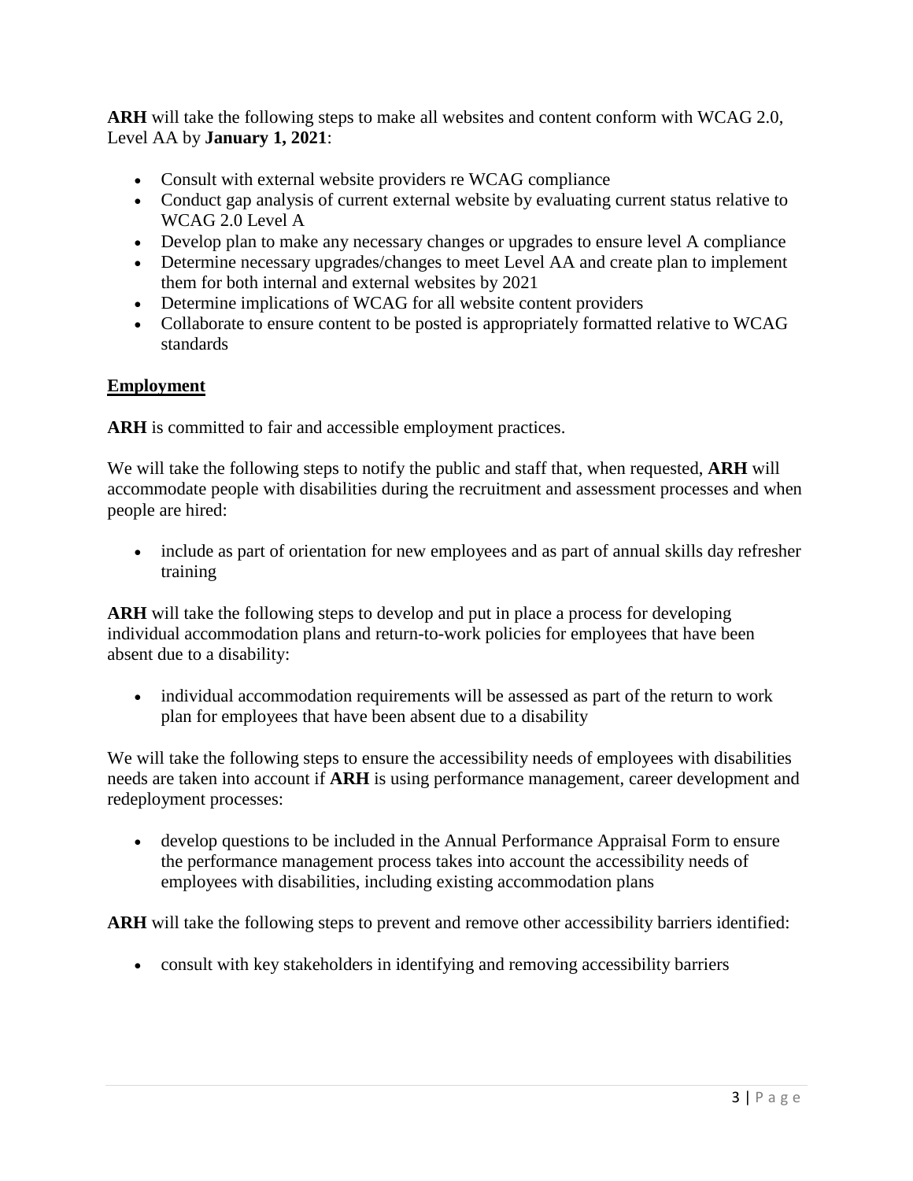**ARH** will take the following steps to make all websites and content conform with WCAG 2.0, Level AA by **January 1, 2021**:

- Consult with external website providers re WCAG compliance
- Conduct gap analysis of current external website by evaluating current status relative to WCAG 2.0 Level A
- Develop plan to make any necessary changes or upgrades to ensure level A compliance
- Determine necessary upgrades/changes to meet Level AA and create plan to implement them for both internal and external websites by 2021
- Determine implications of WCAG for all website content providers
- Collaborate to ensure content to be posted is appropriately formatted relative to WCAG standards

## Employment

**ARH** is committed to fair and accessible employment practices.

We will take the following steps to notify the public and staff that, when requested, **ARH** will accommodate people with disabilities during the recruitment and assessment processes and when people are hired:

- include as part of orientation for new employees and as part of annual skills day refresher training

**ARH** will take the following steps to develop and put in place a process for developing individual accommodation plans and return-to-work policies for employees that have been absent due to a disability:

- individual accommodation requirements will be assessed as part of the return to work plan for employees that have been absent due to a disability

We will take the following steps to ensure the accessibility needs of employees with disabilities needs are taken into account if **ARH** is using performance management, career development and redeployment processes:

- develop questions to be included in the Annual Performance Appraisal Form to ensure the performance management process takes into account the accessibility needs of employees with disabilities, including existing accommodation plans

**ARH** will take the following steps to prevent and remove other accessibility barriers identified:

- consult with key stakeholders in identifying and removing accessibility barriers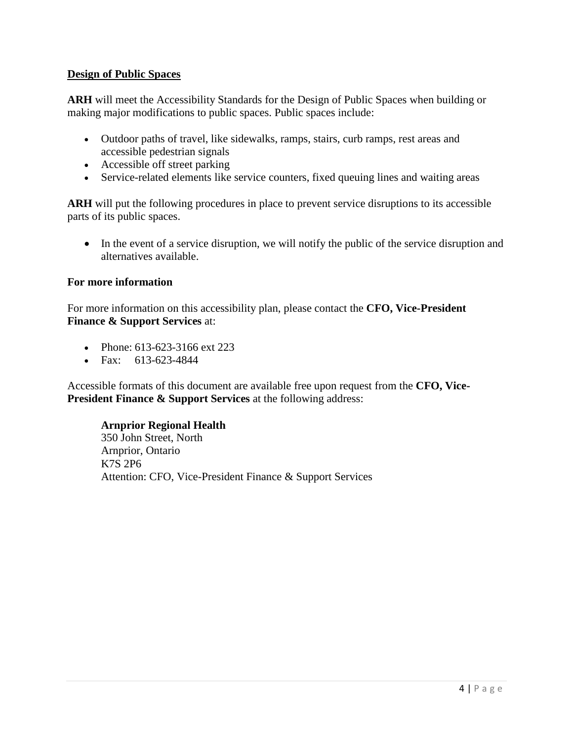## Design of Public Spaces

**ARH** will meet the Accessibility Standards for the Design of Public Spaces when building or making major modifications to public spaces. Public spaces include:

- Outdoor paths of travel, like sidewalks, ramps, stairs, curb ramps, rest areas and accessible pedestrian signals
- Accessible off street parking
- Service-related elements like service counters, fixed queuing lines and waiting areas

**ARH** will put the following procedures in place to prevent service disruptions to its accessible parts of its public spaces.

- In the event of a service disruption, we will notify the public of the service disruption and alternatives available.

### For more information

For more information on this accessibility plan, please contact the **CFO, Vice-President Finance & Support Services** at:

- Phone: 613-623-3166 ext 223
- Fax: 613-623-4844

Accessible formats of this document are available free upon request from the **CFO, Vice-President Finance & Support Services** at the following address:

**Arnprior Regional Health**
350 John Street, North
Arnprior, Ontario
K7S 2P6
Attention: CFO, Vice-President Finance & Support Services